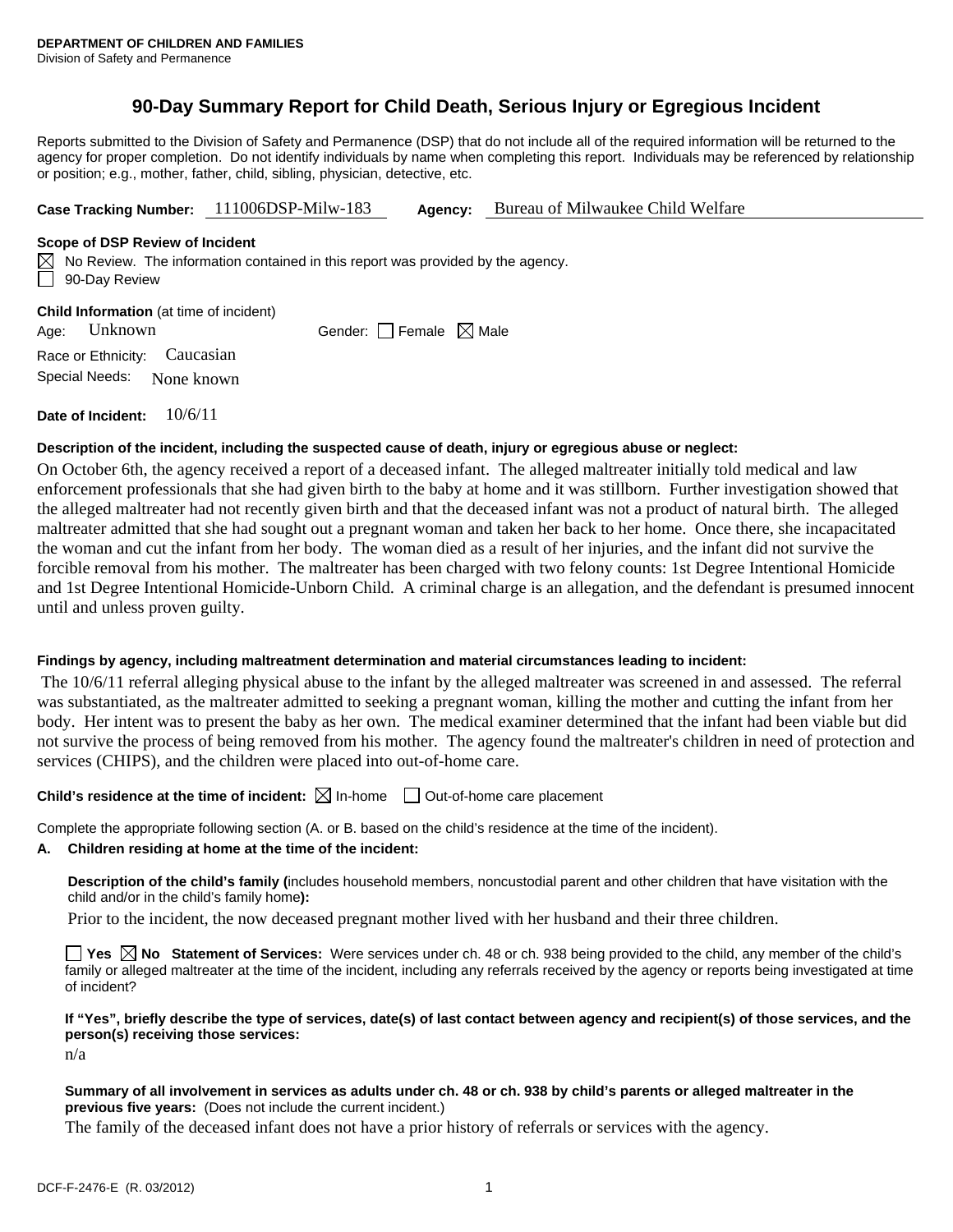**DEPARTMENT OF CHILDREN AND FAMILIES**
Division of Safety and Permanence

# 90-Day Summary Report for Child Death, Serious Injury or Egregious Incident

Reports submitted to the Division of Safety and Permanence (DSP) that do not include all of the required information will be returned to the agency for proper completion. Do not identify individuals by name when completing this report. Individuals may be referenced by relationship or position; e.g., mother, father, child, sibling, physician, detective, etc.

**Case Tracking Number:** 111006DSP-Milw-183 **Agency:** Bureau of Milwaukee Child Welfare

**Scope of DSP Review of Incident**

☒ No Review. The information contained in this report was provided by the agency.
☐ 90-Day Review

**Child Information** (at time of incident)

Age: Unknown Gender: ☐ Female ☒ Male

Race or Ethnicity: Caucasian

Special Needs: None known

**Date of Incident:** 10/6/11

**Description of the incident, including the suspected cause of death, injury or egregious abuse or neglect:**

On October 6th, the agency received a report of a deceased infant. The alleged maltreater initially told medical and law enforcement professionals that she had given birth to the baby at home and it was stillborn. Further investigation showed that the alleged maltreater had not recently given birth and that the deceased infant was not a product of natural birth. The alleged maltreater admitted that she had sought out a pregnant woman and taken her back to her home. Once there, she incapacitated the woman and cut the infant from her body. The woman died as a result of her injuries, and the infant did not survive the forcible removal from his mother. The maltreater has been charged with two felony counts: 1st Degree Intentional Homicide and 1st Degree Intentional Homicide-Unborn Child. A criminal charge is an allegation, and the defendant is presumed innocent until and unless proven guilty.

**Findings by agency, including maltreatment determination and material circumstances leading to incident:**

The 10/6/11 referral alleging physical abuse to the infant by the alleged maltreater was screened in and assessed. The referral was substantiated, as the maltreater admitted to seeking a pregnant woman, killing the mother and cutting the infant from her body. Her intent was to present the baby as her own. The medical examiner determined that the infant had been viable but did not survive the process of being removed from his mother. The agency found the maltreater's children in need of protection and services (CHIPS), and the children were placed into out-of-home care.

**Child's residence at the time of incident:** ☒ In-home ☐ Out-of-home care placement

Complete the appropriate following section (A. or B. based on the child's residence at the time of the incident).

**A. Children residing at home at the time of the incident:**

**Description of the child's family (**includes household members, noncustodial parent and other children that have visitation with the child and/or in the child's family home**):**

Prior to the incident, the now deceased pregnant mother lived with her husband and their three children.

☐ **Yes** ☒ **No Statement of Services:** Were services under ch. 48 or ch. 938 being provided to the child, any member of the child's family or alleged maltreater at the time of the incident, including any referrals received by the agency or reports being investigated at time of incident?

**If "Yes", briefly describe the type of services, date(s) of last contact between agency and recipient(s) of those services, and the person(s) receiving those services:**

n/a

**Summary of all involvement in services as adults under ch. 48 or ch. 938 by child's parents or alleged maltreater in the previous five years:** (Does not include the current incident.)

The family of the deceased infant does not have a prior history of referrals or services with the agency.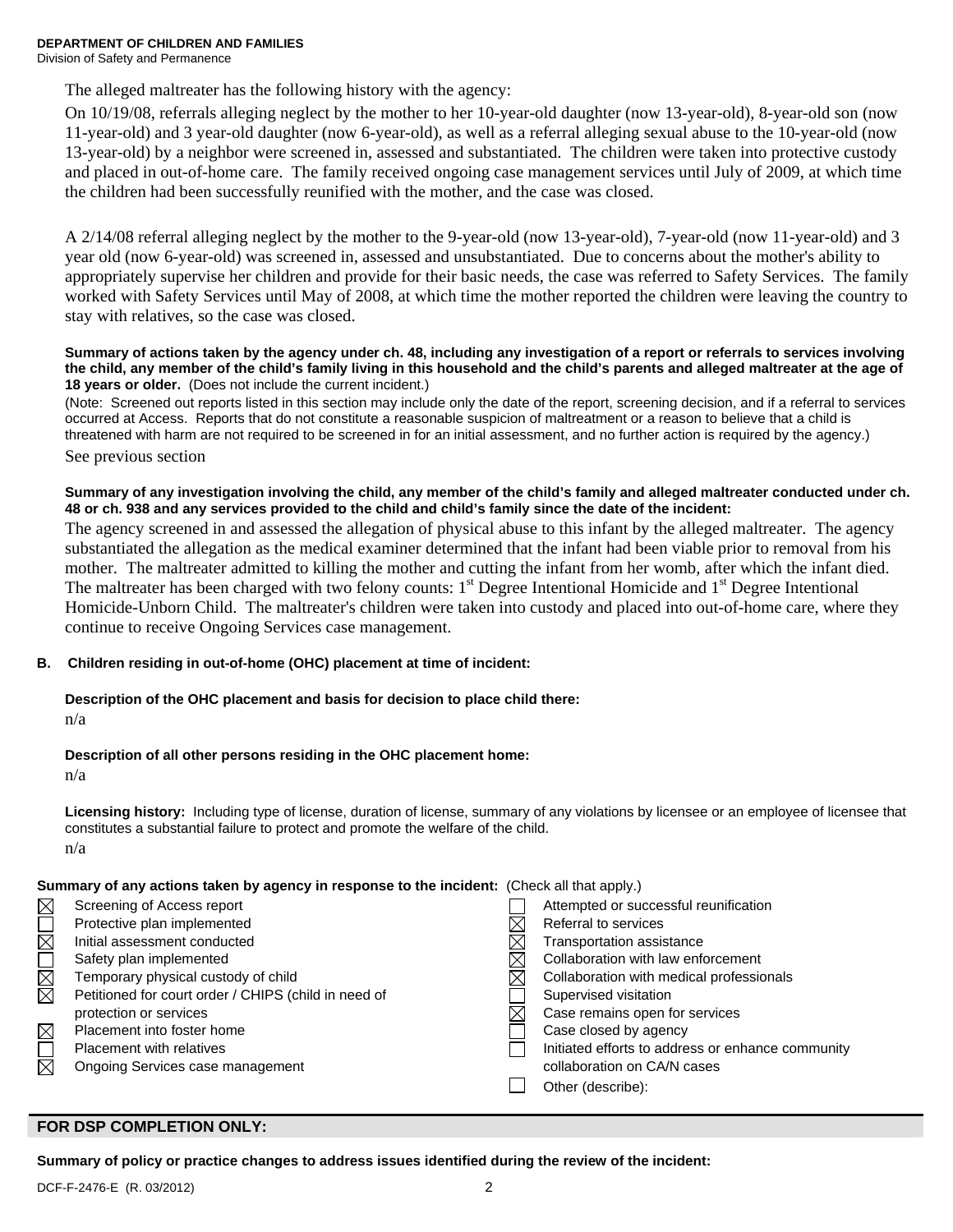The alleged maltreater has the following history with the agency:

On 10/19/08, referrals alleging neglect by the mother to her 10-year-old daughter (now 13-year-old), 8-year-old son (now 11-year-old) and 3 year-old daughter (now 6-year-old), as well as a referral alleging sexual abuse to the 10-year-old (now 13-year-old) by a neighbor were screened in, assessed and substantiated. The children were taken into protective custody and placed in out-of-home care. The family received ongoing case management services until July of 2009, at which time the children had been successfully reunified with the mother, and the case was closed.

A 2/14/08 referral alleging neglect by the mother to the 9-year-old (now 13-year-old), 7-year-old (now 11-year-old) and 3 year old (now 6-year-old) was screened in, assessed and unsubstantiated. Due to concerns about the mother's ability to appropriately supervise her children and provide for their basic needs, the case was referred to Safety Services. The family worked with Safety Services until May of 2008, at which time the mother reported the children were leaving the country to stay with relatives, so the case was closed.

**Summary of actions taken by the agency under ch. 48, including any investigation of a report or referrals to services involving the child, any member of the child's family living in this household and the child's parents and alleged maltreater at the age of 18 years or older.** (Does not include the current incident.)

(Note: Screened out reports listed in this section may include only the date of the report, screening decision, and if a referral to services occurred at Access. Reports that do not constitute a reasonable suspicion of maltreatment or a reason to believe that a child is threatened with harm are not required to be screened in for an initial assessment, and no further action is required by the agency.)

See previous section

**Summary of any investigation involving the child, any member of the child's family and alleged maltreater conducted under ch. 48 or ch. 938 and any services provided to the child and child's family since the date of the incident:**

The agency screened in and assessed the allegation of physical abuse to this infant by the alleged maltreater. The agency substantiated the allegation as the medical examiner determined that the infant had been viable prior to removal from his mother. The maltreater admitted to killing the mother and cutting the infant from her womb, after which the infant died. The maltreater has been charged with two felony counts: 1st Degree Intentional Homicide and 1st Degree Intentional Homicide-Unborn Child. The maltreater's children were taken into custody and placed into out-of-home care, where they continue to receive Ongoing Services case management.

**B. Children residing in out-of-home (OHC) placement at time of incident:**

**Description of the OHC placement and basis for decision to place child there:**

n/a

**Description of all other persons residing in the OHC placement home:**

n/a

**Licensing history:** Including type of license, duration of license, summary of any violations by licensee or an employee of licensee that constitutes a substantial failure to protect and promote the welfare of the child.

n/a

**Summary of any actions taken by agency in response to the incident:** (Check all that apply.)

- ☒ Screening of Access report
- ☐ Protective plan implemented
- ☒ Initial assessment conducted
- ☐ Safety plan implemented
- ☒ Temporary physical custody of child
- ☒ Petitioned for court order / CHIPS (child in need of protection or services
- ☒ Placement into foster home
- ☐ Placement with relatives
- ☒ Ongoing Services case management
- ☐ Attempted or successful reunification
- ☒ Referral to services
- ☒ Transportation assistance
- ☒ Collaboration with law enforcement
- ☒ Collaboration with medical professionals
- ☐ Supervised visitation
- ☒ Case remains open for services
- ☐ Case closed by agency
- ☐ Initiated efforts to address or enhance community collaboration on CA/N cases
- ☐ Other (describe):

## FOR DSP COMPLETION ONLY:

**Summary of policy or practice changes to address issues identified during the review of the incident:**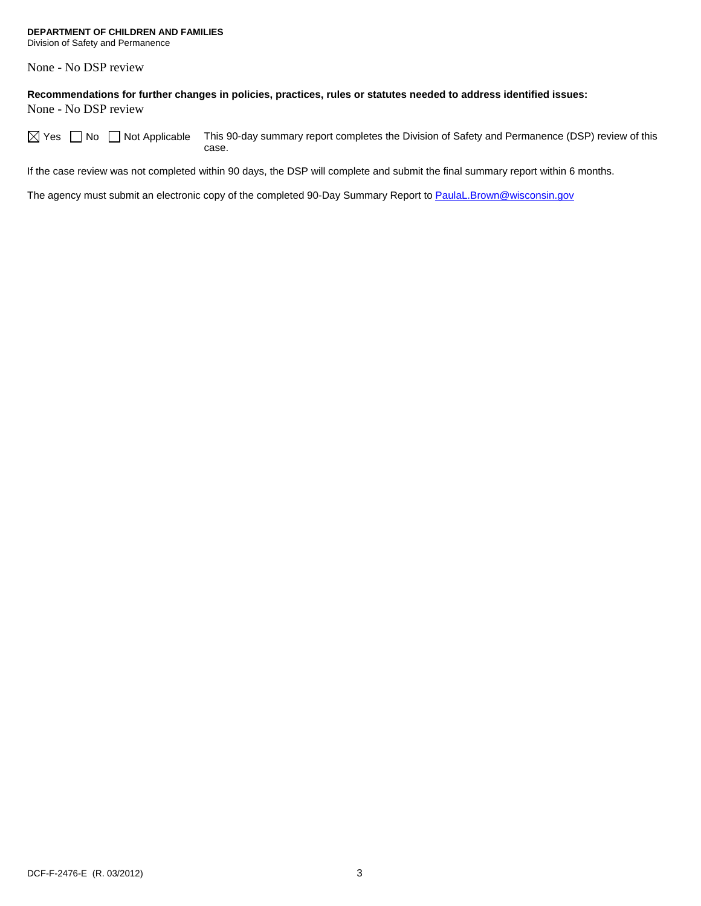None - No DSP review

**Recommendations for further changes in policies, practices, rules or statutes needed to address identified issues:**

None - No DSP review

☒ Yes ☐ No ☐ Not Applicable This 90-day summary report completes the Division of Safety and Permanence (DSP) review of this case.

If the case review was not completed within 90 days, the DSP will complete and submit the final summary report within 6 months.

The agency must submit an electronic copy of the completed 90-Day Summary Report to [PaulaL.Brown@wisconsin.gov](mailto:PaulaL.Brown@wisconsin.gov)